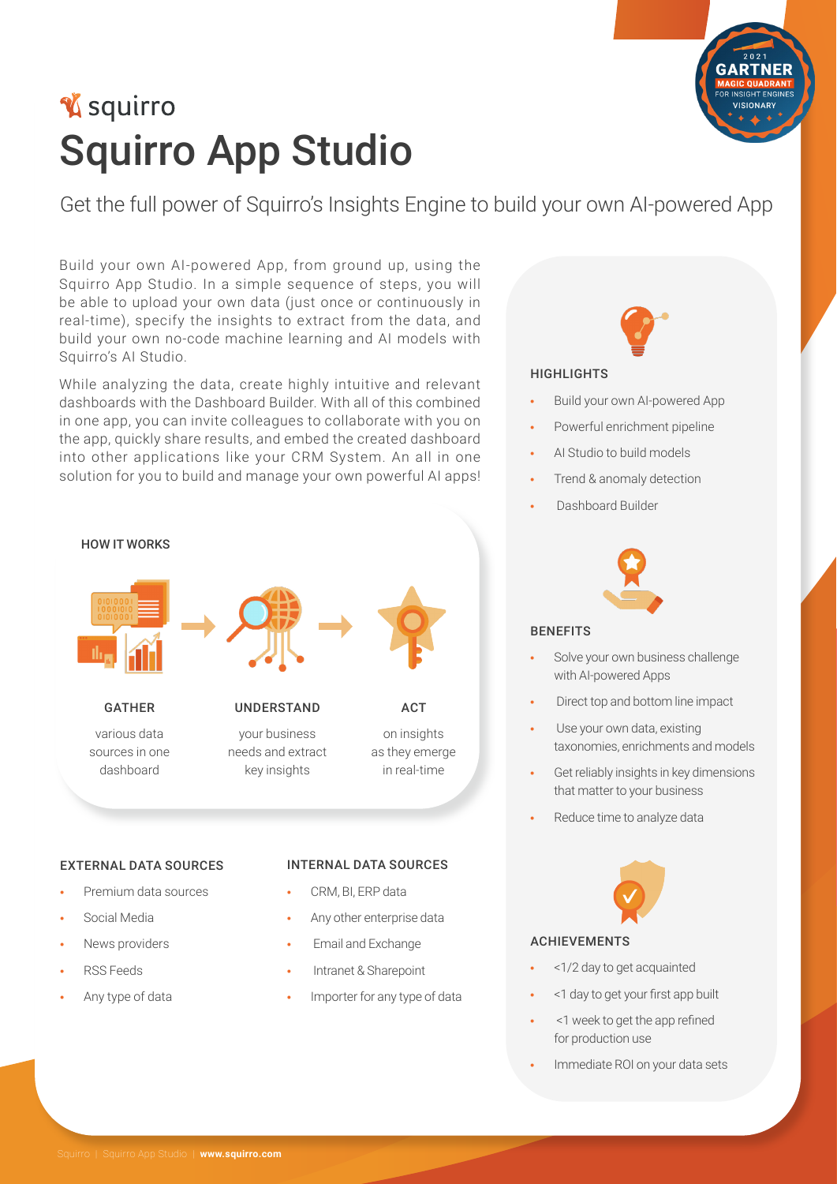squirro

# Squirro App Studio

Get the full power of Squirro's Insights Engine to build your own AI-powered App

Build your own AI-powered App, from ground up, using the Squirro App Studio. In a simple sequence of steps, you will be able to upload your own data (just once or continuously in real-time), specify the insights to extract from the data, and build your own no-code machine learning and AI models with Squirro's AI Studio.

While analyzing the data, create highly intuitive and relevant dashboards with the Dashboard Builder. With all of this combined in one app, you can invite colleagues to collaborate with you on the app, quickly share results, and embed the created dashboard into other applications like your CRM System. An all in one solution for you to build and manage your own powerful AI apps!

### HOW IT WORKS

**GATHER**
various data sources in one dashboard

**UNDERSTAND**
your business needs and extract key insights

**ACT**
on insights as they emerge in real-time

### EXTERNAL DATA SOURCES

- Premium data sources
- Social Media
- News providers
- RSS Feeds
- Any type of data

### INTERNAL DATA SOURCES

- CRM, BI, ERP data
- Any other enterprise data
- Email and Exchange
- Intranet & Sharepoint
- Importer for any type of data

### HIGHLIGHTS

- Build your own AI-powered App
- Powerful enrichment pipeline
- AI Studio to build models
- Trend & anomaly detection
- Dashboard Builder

### BENEFITS

- Solve your own business challenge with AI-powered Apps
- Direct top and bottom line impact
- Use your own data, existing taxonomies, enrichments and models
- Get reliably insights in key dimensions that matter to your business
- Reduce time to analyze data

### ACHIEVEMENTS

- <1/2 day to get acquainted
- <1 day to get your first app built
- <1 week to get the app refined for production use
- Immediate ROI on your data sets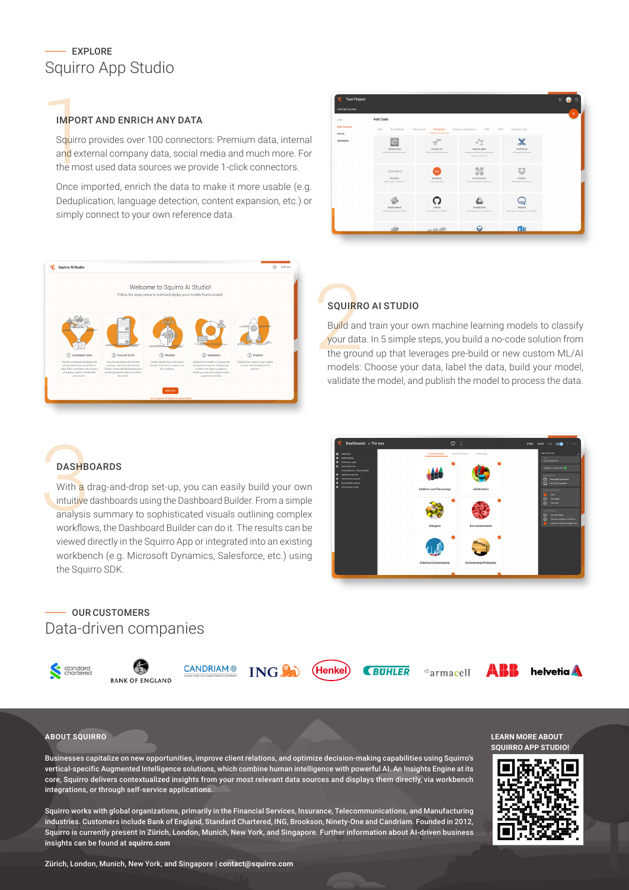EXPLORE

# Squirro App Studio

## 1 IMPORT AND ENRICH ANY DATA

Squirro provides over 100 connectors: Premium data, internal and external company data, social media and much more. For the most used data sources we provide 1-click connectors.

Once imported, enrich the data to make it more usable (e.g. Deduplication, language detection, content expansion, etc.) or simply connect to your own reference data.

## 2 SQUIRRO AI STUDIO

Build and train your own machine learning models to classify your data. In 5 simple steps, you build a no-code solution from the ground up that leverages pre-build or new custom ML/AI models: Choose your data, label the data, build your model, validate the model, and publish the model to process the data.

## 3 DASHBOARDS

With a drag-and-drop set-up, you can easily build your own intuitive dashboards using the Dashboard Builder. From a simple analysis summary to sophisticated visuals outlining complex workflows, the Dashboard Builder can do it. The results can be viewed directly in the Squirro App or integrated into an existing workbench (e.g. Microsoft Dynamics, Salesforce, etc.) using the Squirro SDK.

OUR CUSTOMERS

# Data-driven companies

standard chartered · BANK OF ENGLAND · CANDRIAM · ING · Henkel · BÜHLER · armacell · ABB · helvetia

## ABOUT SQUIRRO

Businesses capitalize on new opportunities, improve client relations, and optimize decision-making capabilities using Squirro's vertical-specific Augmented Intelligence solutions, which combine human intelligence with powerful AI. As Insights Engine at its core, Squirro delivers contextualized insights from your most relevant data sources and displays them directly, via workbench integrations, or through self-service applications.

Squirro works with global organizations, primarily in the Financial Services, Insurance, Telecommunications, and Manufacturing industries. Customers include Bank of England, Standard Chartered, ING, Brookson, Ninety-One and Candriam. Founded in 2012, Squirro is currently present in Zürich, London, Munich, New York, and Singapore. Further information about AI-driven business insights can be found at **squirro.com**

Zürich, London, Munich, New York, and Singapore | **contact@squirro.com**

## LEARN MORE ABOUT SQUIRRO APP STUDIO!